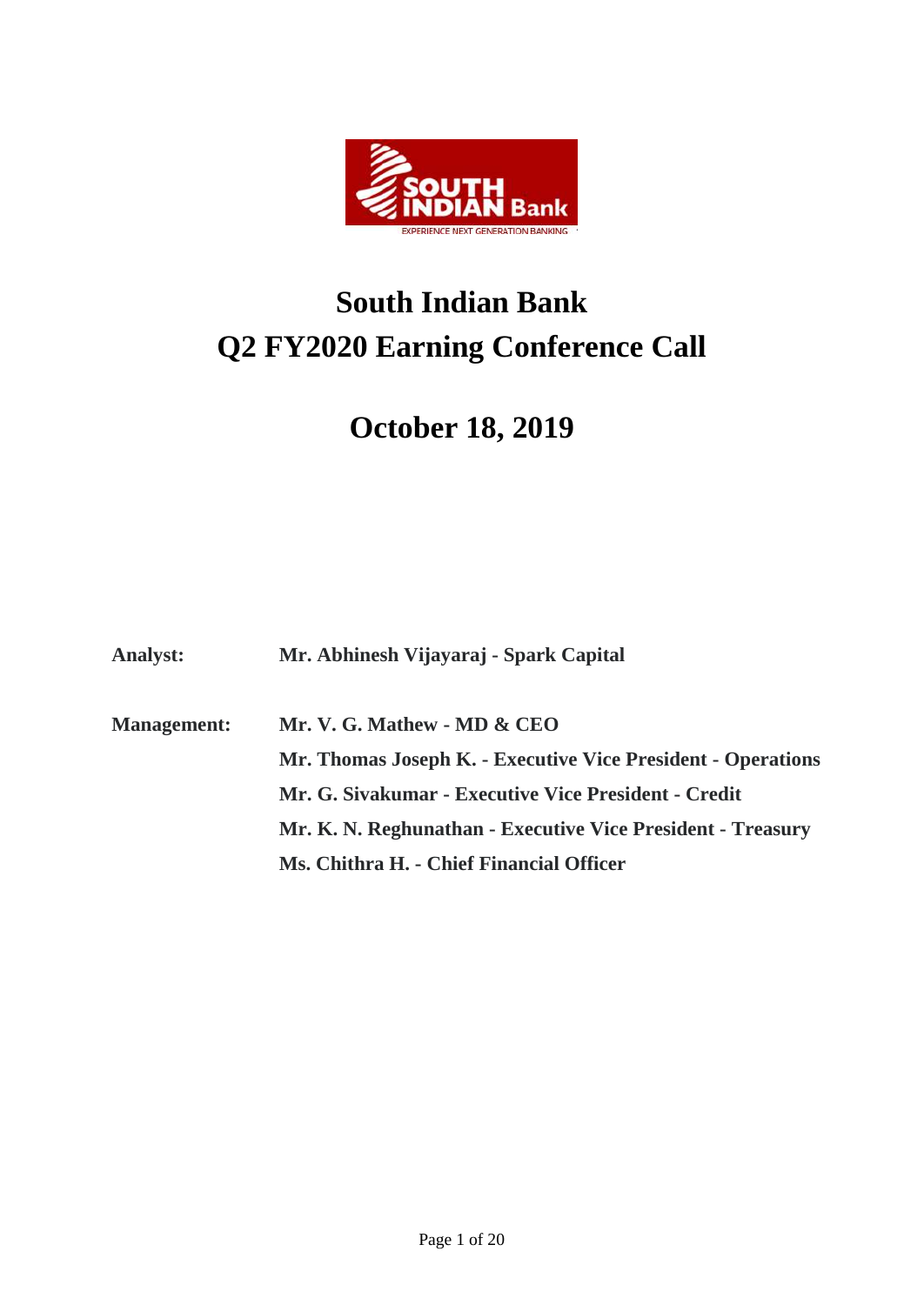# South Indian Bank
# Q2 FY2020 Earning Conference Call

## October 18, 2019

**Analyst:** **Mr. Abhinesh Vijayaraj - Spark Capital**

**Management:** **Mr. V. G. Mathew - MD & CEO**

**Mr. Thomas Joseph K. - Executive Vice President - Operations**

**Mr. G. Sivakumar - Executive Vice President - Credit**

**Mr. K. N. Reghunathan - Executive Vice President - Treasury**

**Ms. Chithra H. - Chief Financial Officer**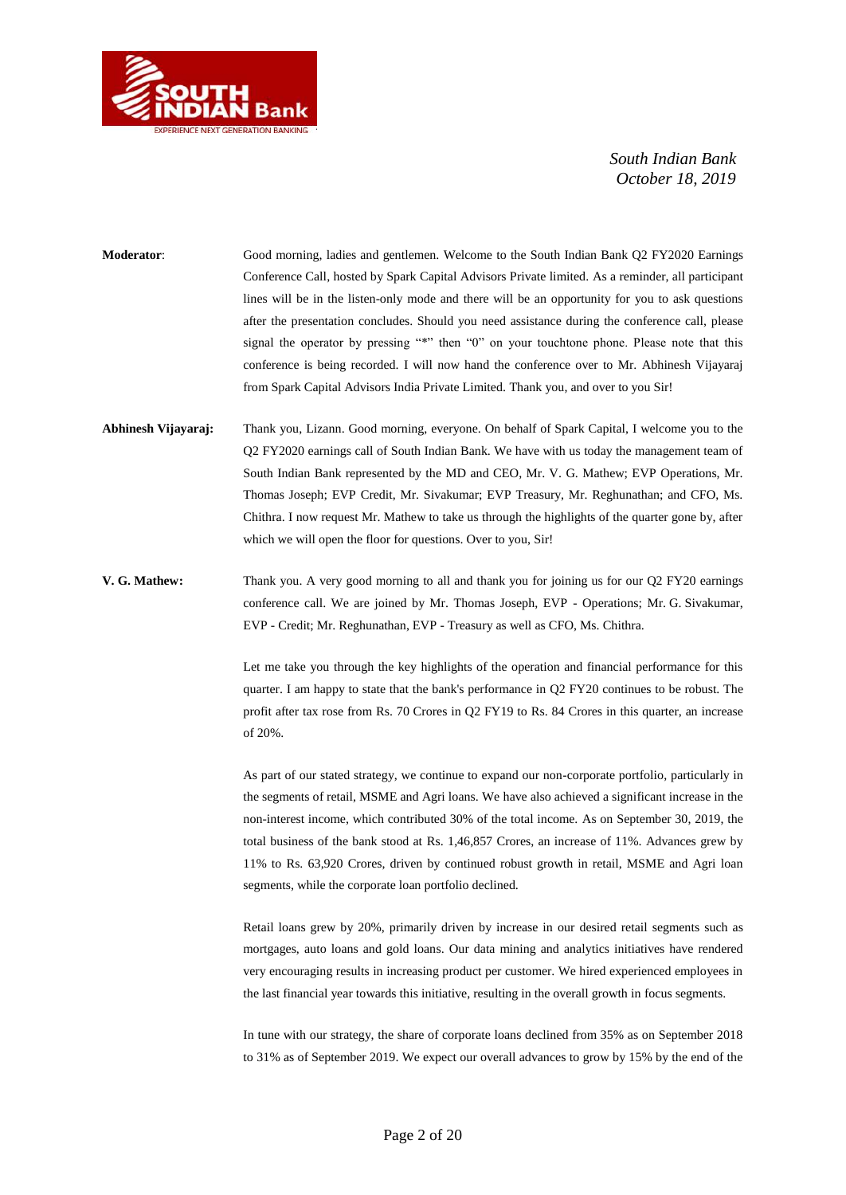**Moderator**: Good morning, ladies and gentlemen. Welcome to the South Indian Bank Q2 FY2020 Earnings Conference Call, hosted by Spark Capital Advisors Private limited. As a reminder, all participant lines will be in the listen-only mode and there will be an opportunity for you to ask questions after the presentation concludes. Should you need assistance during the conference call, please signal the operator by pressing "*" then "0" on your touchtone phone. Please note that this conference is being recorded. I will now hand the conference over to Mr. Abhinesh Vijayaraj from Spark Capital Advisors India Private Limited. Thank you, and over to you Sir!

**Abhinesh Vijayaraj:** Thank you, Lizann. Good morning, everyone. On behalf of Spark Capital, I welcome you to the Q2 FY2020 earnings call of South Indian Bank. We have with us today the management team of South Indian Bank represented by the MD and CEO, Mr. V. G. Mathew; EVP Operations, Mr. Thomas Joseph; EVP Credit, Mr. Sivakumar; EVP Treasury, Mr. Reghunathan; and CFO, Ms. Chithra. I now request Mr. Mathew to take us through the highlights of the quarter gone by, after which we will open the floor for questions. Over to you, Sir!

**V. G. Mathew:** Thank you. A very good morning to all and thank you for joining us for our Q2 FY20 earnings conference call. We are joined by Mr. Thomas Joseph, EVP - Operations; Mr. G. Sivakumar, EVP - Credit; Mr. Reghunathan, EVP - Treasury as well as CFO, Ms. Chithra.

Let me take you through the key highlights of the operation and financial performance for this quarter. I am happy to state that the bank's performance in Q2 FY20 continues to be robust. The profit after tax rose from Rs. 70 Crores in Q2 FY19 to Rs. 84 Crores in this quarter, an increase of 20%.

As part of our stated strategy, we continue to expand our non-corporate portfolio, particularly in the segments of retail, MSME and Agri loans. We have also achieved a significant increase in the non-interest income, which contributed 30% of the total income. As on September 30, 2019, the total business of the bank stood at Rs. 1,46,857 Crores, an increase of 11%. Advances grew by 11% to Rs. 63,920 Crores, driven by continued robust growth in retail, MSME and Agri loan segments, while the corporate loan portfolio declined.

Retail loans grew by 20%, primarily driven by increase in our desired retail segments such as mortgages, auto loans and gold loans. Our data mining and analytics initiatives have rendered very encouraging results in increasing product per customer. We hired experienced employees in the last financial year towards this initiative, resulting in the overall growth in focus segments.

In tune with our strategy, the share of corporate loans declined from 35% as on September 2018 to 31% as of September 2019. We expect our overall advances to grow by 15% by the end of the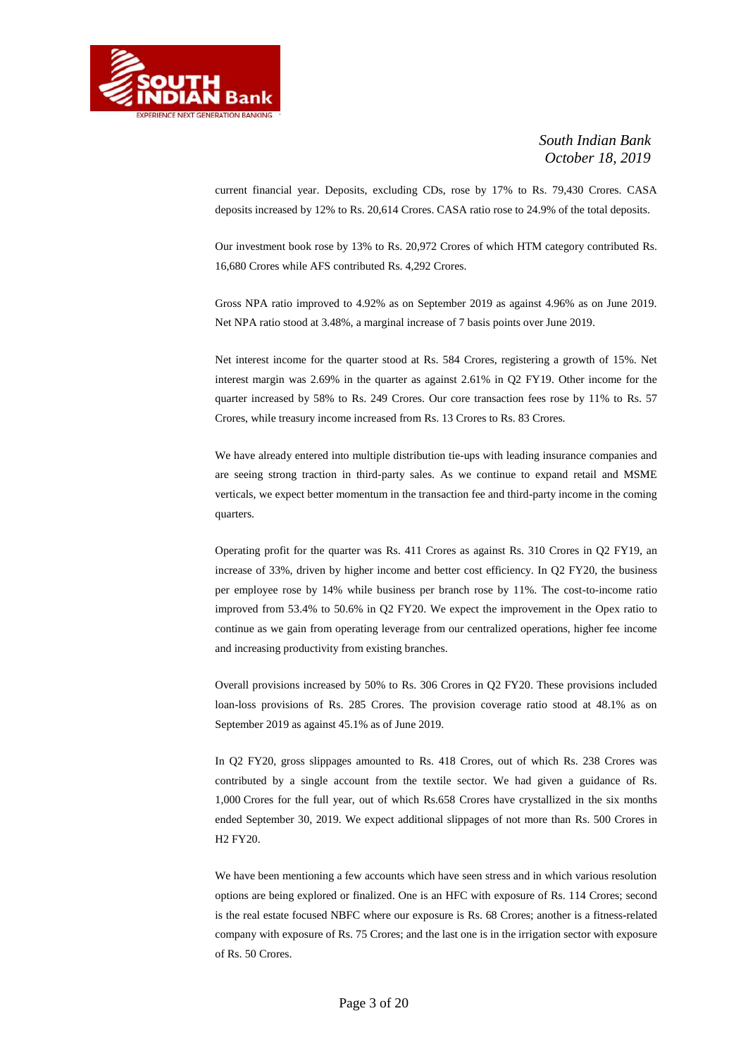current financial year. Deposits, excluding CDs, rose by 17% to Rs. 79,430 Crores. CASA deposits increased by 12% to Rs. 20,614 Crores. CASA ratio rose to 24.9% of the total deposits.

Our investment book rose by 13% to Rs. 20,972 Crores of which HTM category contributed Rs. 16,680 Crores while AFS contributed Rs. 4,292 Crores.

Gross NPA ratio improved to 4.92% as on September 2019 as against 4.96% as on June 2019. Net NPA ratio stood at 3.48%, a marginal increase of 7 basis points over June 2019.

Net interest income for the quarter stood at Rs. 584 Crores, registering a growth of 15%. Net interest margin was 2.69% in the quarter as against 2.61% in Q2 FY19. Other income for the quarter increased by 58% to Rs. 249 Crores. Our core transaction fees rose by 11% to Rs. 57 Crores, while treasury income increased from Rs. 13 Crores to Rs. 83 Crores.

We have already entered into multiple distribution tie-ups with leading insurance companies and are seeing strong traction in third-party sales. As we continue to expand retail and MSME verticals, we expect better momentum in the transaction fee and third-party income in the coming quarters.

Operating profit for the quarter was Rs. 411 Crores as against Rs. 310 Crores in Q2 FY19, an increase of 33%, driven by higher income and better cost efficiency. In Q2 FY20, the business per employee rose by 14% while business per branch rose by 11%. The cost-to-income ratio improved from 53.4% to 50.6% in Q2 FY20. We expect the improvement in the Opex ratio to continue as we gain from operating leverage from our centralized operations, higher fee income and increasing productivity from existing branches.

Overall provisions increased by 50% to Rs. 306 Crores in Q2 FY20. These provisions included loan-loss provisions of Rs. 285 Crores. The provision coverage ratio stood at 48.1% as on September 2019 as against 45.1% as of June 2019.

In Q2 FY20, gross slippages amounted to Rs. 418 Crores, out of which Rs. 238 Crores was contributed by a single account from the textile sector. We had given a guidance of Rs. 1,000 Crores for the full year, out of which Rs.658 Crores have crystallized in the six months ended September 30, 2019. We expect additional slippages of not more than Rs. 500 Crores in H2 FY20.

We have been mentioning a few accounts which have seen stress and in which various resolution options are being explored or finalized. One is an HFC with exposure of Rs. 114 Crores; second is the real estate focused NBFC where our exposure is Rs. 68 Crores; another is a fitness-related company with exposure of Rs. 75 Crores; and the last one is in the irrigation sector with exposure of Rs. 50 Crores.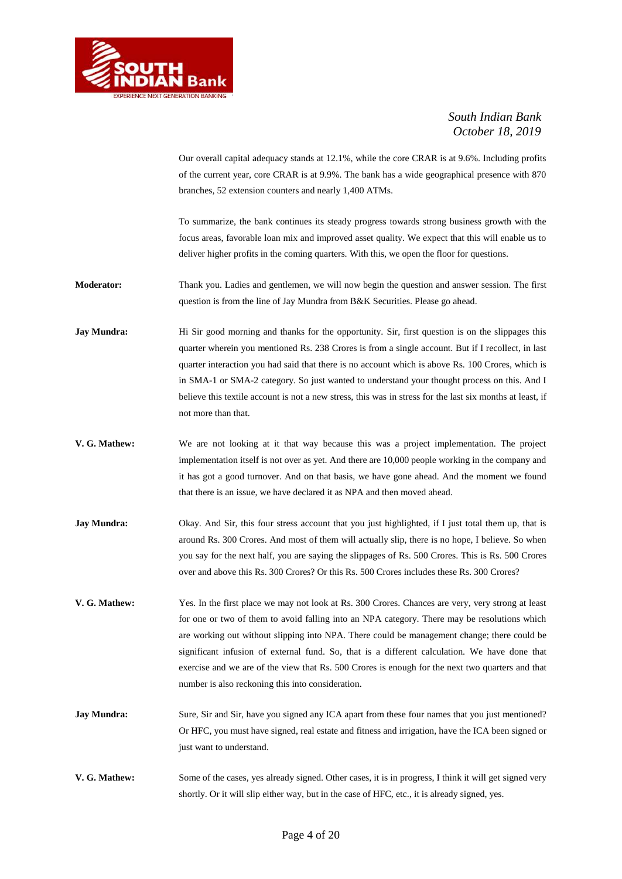Our overall capital adequacy stands at 12.1%, while the core CRAR is at 9.6%. Including profits of the current year, core CRAR is at 9.9%. The bank has a wide geographical presence with 870 branches, 52 extension counters and nearly 1,400 ATMs.

To summarize, the bank continues its steady progress towards strong business growth with the focus areas, favorable loan mix and improved asset quality. We expect that this will enable us to deliver higher profits in the coming quarters. With this, we open the floor for questions.

**Moderator:** Thank you. Ladies and gentlemen, we will now begin the question and answer session. The first question is from the line of Jay Mundra from B&K Securities. Please go ahead.

**Jay Mundra:** Hi Sir good morning and thanks for the opportunity. Sir, first question is on the slippages this quarter wherein you mentioned Rs. 238 Crores is from a single account. But if I recollect, in last quarter interaction you had said that there is no account which is above Rs. 100 Crores, which is in SMA-1 or SMA-2 category. So just wanted to understand your thought process on this. And I believe this textile account is not a new stress, this was in stress for the last six months at least, if not more than that.

**V. G. Mathew:** We are not looking at it that way because this was a project implementation. The project implementation itself is not over as yet. And there are 10,000 people working in the company and it has got a good turnover. And on that basis, we have gone ahead. And the moment we found that there is an issue, we have declared it as NPA and then moved ahead.

**Jay Mundra:** Okay. And Sir, this four stress account that you just highlighted, if I just total them up, that is around Rs. 300 Crores. And most of them will actually slip, there is no hope, I believe. So when you say for the next half, you are saying the slippages of Rs. 500 Crores. This is Rs. 500 Crores over and above this Rs. 300 Crores? Or this Rs. 500 Crores includes these Rs. 300 Crores?

**V. G. Mathew:** Yes. In the first place we may not look at Rs. 300 Crores. Chances are very, very strong at least for one or two of them to avoid falling into an NPA category. There may be resolutions which are working out without slipping into NPA. There could be management change; there could be significant infusion of external fund. So, that is a different calculation. We have done that exercise and we are of the view that Rs. 500 Crores is enough for the next two quarters and that number is also reckoning this into consideration.

**Jay Mundra:** Sure, Sir and Sir, have you signed any ICA apart from these four names that you just mentioned? Or HFC, you must have signed, real estate and fitness and irrigation, have the ICA been signed or just want to understand.

**V. G. Mathew:** Some of the cases, yes already signed. Other cases, it is in progress, I think it will get signed very shortly. Or it will slip either way, but in the case of HFC, etc., it is already signed, yes.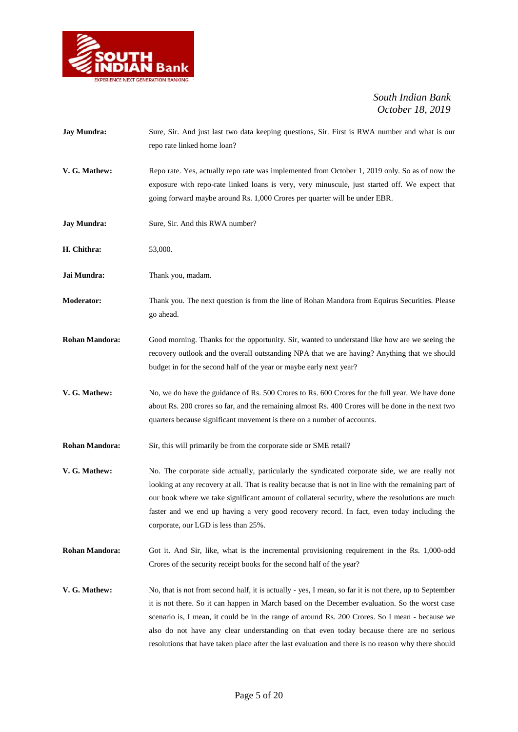**Jay Mundra:** Sure, Sir. And just last two data keeping questions, Sir. First is RWA number and what is our repo rate linked home loan?

**V. G. Mathew:** Repo rate. Yes, actually repo rate was implemented from October 1, 2019 only. So as of now the exposure with repo-rate linked loans is very, very minuscule, just started off. We expect that going forward maybe around Rs. 1,000 Crores per quarter will be under EBR.

**Jay Mundra:** Sure, Sir. And this RWA number?

**H. Chithra:** 53,000.

**Jai Mundra:** Thank you, madam.

**Moderator:** Thank you. The next question is from the line of Rohan Mandora from Equirus Securities. Please go ahead.

**Rohan Mandora:** Good morning. Thanks for the opportunity. Sir, wanted to understand like how are we seeing the recovery outlook and the overall outstanding NPA that we are having? Anything that we should budget in for the second half of the year or maybe early next year?

**V. G. Mathew:** No, we do have the guidance of Rs. 500 Crores to Rs. 600 Crores for the full year. We have done about Rs. 200 crores so far, and the remaining almost Rs. 400 Crores will be done in the next two quarters because significant movement is there on a number of accounts.

**Rohan Mandora:** Sir, this will primarily be from the corporate side or SME retail?

**V. G. Mathew:** No. The corporate side actually, particularly the syndicated corporate side, we are really not looking at any recovery at all. That is reality because that is not in line with the remaining part of our book where we take significant amount of collateral security, where the resolutions are much faster and we end up having a very good recovery record. In fact, even today including the corporate, our LGD is less than 25%.

**Rohan Mandora:** Got it. And Sir, like, what is the incremental provisioning requirement in the Rs. 1,000-odd Crores of the security receipt books for the second half of the year?

**V. G. Mathew:** No, that is not from second half, it is actually - yes, I mean, so far it is not there, up to September it is not there. So it can happen in March based on the December evaluation. So the worst case scenario is, I mean, it could be in the range of around Rs. 200 Crores. So I mean - because we also do not have any clear understanding on that even today because there are no serious resolutions that have taken place after the last evaluation and there is no reason why there should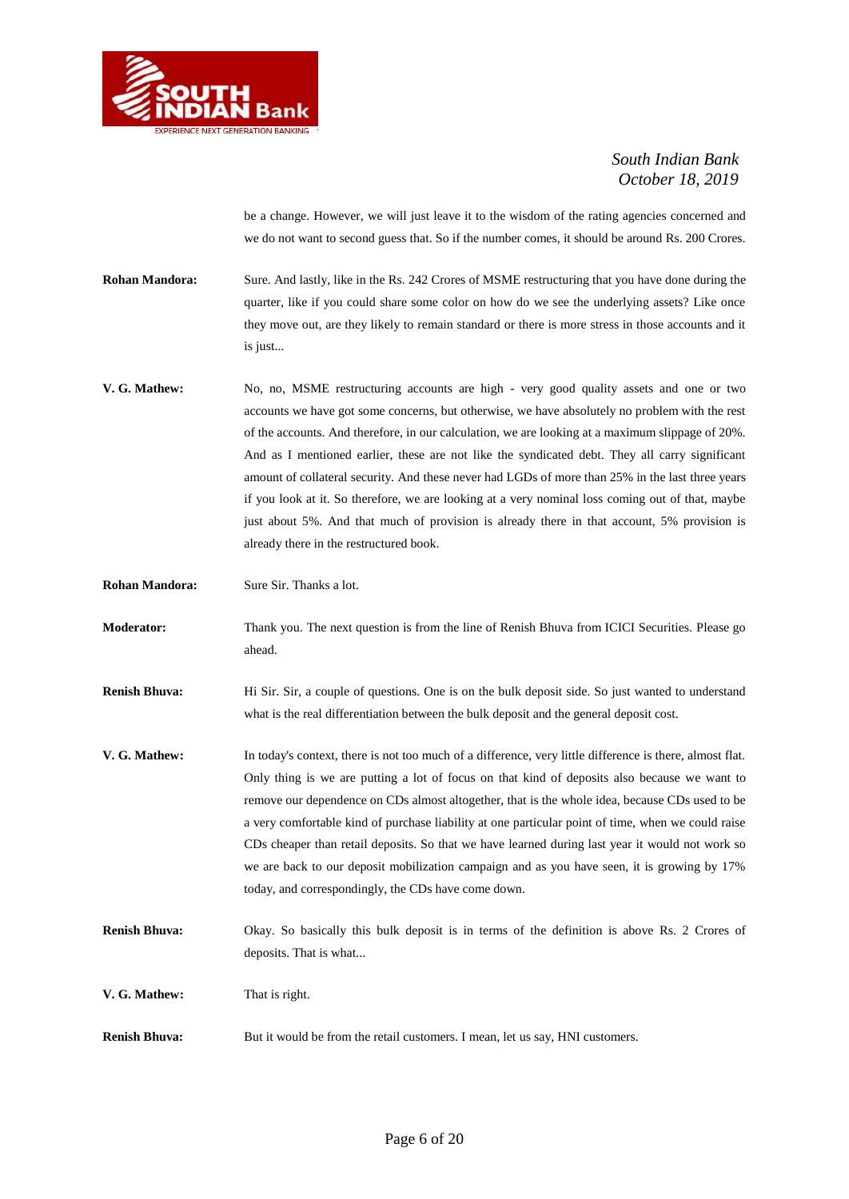be a change. However, we will just leave it to the wisdom of the rating agencies concerned and we do not want to second guess that. So if the number comes, it should be around Rs. 200 Crores.

**Rohan Mandora:** Sure. And lastly, like in the Rs. 242 Crores of MSME restructuring that you have done during the quarter, like if you could share some color on how do we see the underlying assets? Like once they move out, are they likely to remain standard or there is more stress in those accounts and it is just...

**V. G. Mathew:** No, no, MSME restructuring accounts are high - very good quality assets and one or two accounts we have got some concerns, but otherwise, we have absolutely no problem with the rest of the accounts. And therefore, in our calculation, we are looking at a maximum slippage of 20%. And as I mentioned earlier, these are not like the syndicated debt. They all carry significant amount of collateral security. And these never had LGDs of more than 25% in the last three years if you look at it. So therefore, we are looking at a very nominal loss coming out of that, maybe just about 5%. And that much of provision is already there in that account, 5% provision is already there in the restructured book.

**Rohan Mandora:** Sure Sir. Thanks a lot.

**Moderator:** Thank you. The next question is from the line of Renish Bhuva from ICICI Securities. Please go ahead.

**Renish Bhuva:** Hi Sir. Sir, a couple of questions. One is on the bulk deposit side. So just wanted to understand what is the real differentiation between the bulk deposit and the general deposit cost.

**V. G. Mathew:** In today's context, there is not too much of a difference, very little difference is there, almost flat. Only thing is we are putting a lot of focus on that kind of deposits also because we want to remove our dependence on CDs almost altogether, that is the whole idea, because CDs used to be a very comfortable kind of purchase liability at one particular point of time, when we could raise CDs cheaper than retail deposits. So that we have learned during last year it would not work so we are back to our deposit mobilization campaign and as you have seen, it is growing by 17% today, and correspondingly, the CDs have come down.

**Renish Bhuva:** Okay. So basically this bulk deposit is in terms of the definition is above Rs. 2 Crores of deposits. That is what...

**V. G. Mathew:** That is right.

**Renish Bhuva:** But it would be from the retail customers. I mean, let us say, HNI customers.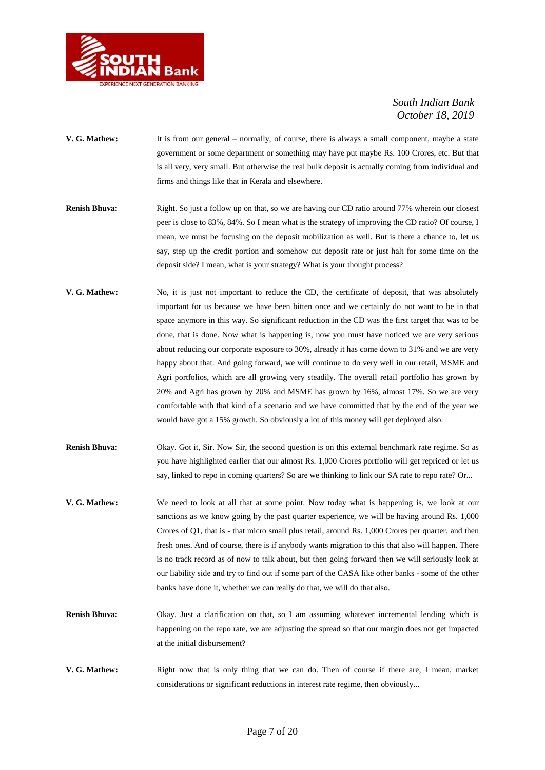**V. G. Mathew:** It is from our general – normally, of course, there is always a small component, maybe a state government or some department or something may have put maybe Rs. 100 Crores, etc. But that is all very, very small. But otherwise the real bulk deposit is actually coming from individual and firms and things like that in Kerala and elsewhere.

**Renish Bhuva:** Right. So just a follow up on that, so we are having our CD ratio around 77% wherein our closest peer is close to 83%, 84%. So I mean what is the strategy of improving the CD ratio? Of course, I mean, we must be focusing on the deposit mobilization as well. But is there a chance to, let us say, step up the credit portion and somehow cut deposit rate or just halt for some time on the deposit side? I mean, what is your strategy? What is your thought process?

**V. G. Mathew:** No, it is just not important to reduce the CD, the certificate of deposit, that was absolutely important for us because we have been bitten once and we certainly do not want to be in that space anymore in this way. So significant reduction in the CD was the first target that was to be done, that is done. Now what is happening is, now you must have noticed we are very serious about reducing our corporate exposure to 30%, already it has come down to 31% and we are very happy about that. And going forward, we will continue to do very well in our retail, MSME and Agri portfolios, which are all growing very steadily. The overall retail portfolio has grown by 20% and Agri has grown by 20% and MSME has grown by 16%, almost 17%. So we are very comfortable with that kind of a scenario and we have committed that by the end of the year we would have got a 15% growth. So obviously a lot of this money will get deployed also.

**Renish Bhuva:** Okay. Got it, Sir. Now Sir, the second question is on this external benchmark rate regime. So as you have highlighted earlier that our almost Rs. 1,000 Crores portfolio will get repriced or let us say, linked to repo in coming quarters? So are we thinking to link our SA rate to repo rate? Or...

**V. G. Mathew:** We need to look at all that at some point. Now today what is happening is, we look at our sanctions as we know going by the past quarter experience, we will be having around Rs. 1,000 Crores of Q1, that is - that micro small plus retail, around Rs. 1,000 Crores per quarter, and then fresh ones. And of course, there is if anybody wants migration to this that also will happen. There is no track record as of now to talk about, but then going forward then we will seriously look at our liability side and try to find out if some part of the CASA like other banks - some of the other banks have done it, whether we can really do that, we will do that also.

**Renish Bhuva:** Okay. Just a clarification on that, so I am assuming whatever incremental lending which is happening on the repo rate, we are adjusting the spread so that our margin does not get impacted at the initial disbursement?

**V. G. Mathew:** Right now that is only thing that we can do. Then of course if there are, I mean, market considerations or significant reductions in interest rate regime, then obviously...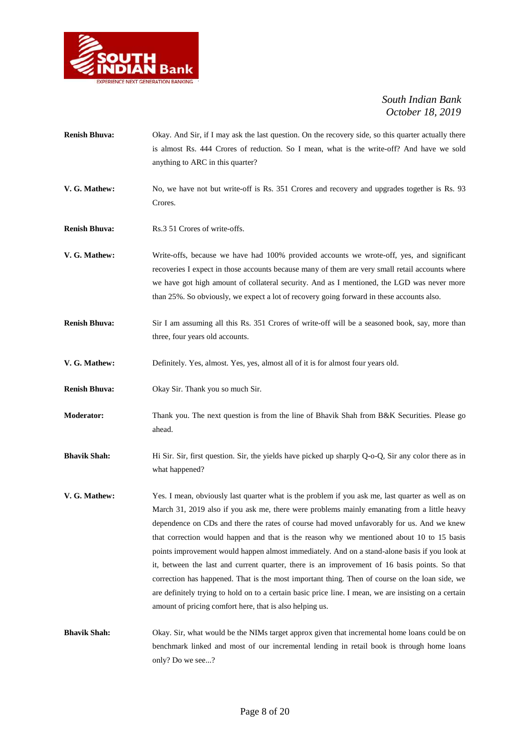**Renish Bhuva:** Okay. And Sir, if I may ask the last question. On the recovery side, so this quarter actually there is almost Rs. 444 Crores of reduction. So I mean, what is the write-off? And have we sold anything to ARC in this quarter?

**V. G. Mathew:** No, we have not but write-off is Rs. 351 Crores and recovery and upgrades together is Rs. 93 Crores.

**Renish Bhuva:** Rs.3 51 Crores of write-offs.

**V. G. Mathew:** Write-offs, because we have had 100% provided accounts we wrote-off, yes, and significant recoveries I expect in those accounts because many of them are very small retail accounts where we have got high amount of collateral security. And as I mentioned, the LGD was never more than 25%. So obviously, we expect a lot of recovery going forward in these accounts also.

**Renish Bhuva:** Sir I am assuming all this Rs. 351 Crores of write-off will be a seasoned book, say, more than three, four years old accounts.

**V. G. Mathew:** Definitely. Yes, almost. Yes, yes, almost all of it is for almost four years old.

**Renish Bhuva:** Okay Sir. Thank you so much Sir.

**Moderator:** Thank you. The next question is from the line of Bhavik Shah from B&K Securities. Please go ahead.

**Bhavik Shah:** Hi Sir. Sir, first question. Sir, the yields have picked up sharply Q-o-Q, Sir any color there as in what happened?

**V. G. Mathew:** Yes. I mean, obviously last quarter what is the problem if you ask me, last quarter as well as on March 31, 2019 also if you ask me, there were problems mainly emanating from a little heavy dependence on CDs and there the rates of course had moved unfavorably for us. And we knew that correction would happen and that is the reason why we mentioned about 10 to 15 basis points improvement would happen almost immediately. And on a stand-alone basis if you look at it, between the last and current quarter, there is an improvement of 16 basis points. So that correction has happened. That is the most important thing. Then of course on the loan side, we are definitely trying to hold on to a certain basic price line. I mean, we are insisting on a certain amount of pricing comfort here, that is also helping us.

**Bhavik Shah:** Okay. Sir, what would be the NIMs target approx given that incremental home loans could be on benchmark linked and most of our incremental lending in retail book is through home loans only? Do we see...?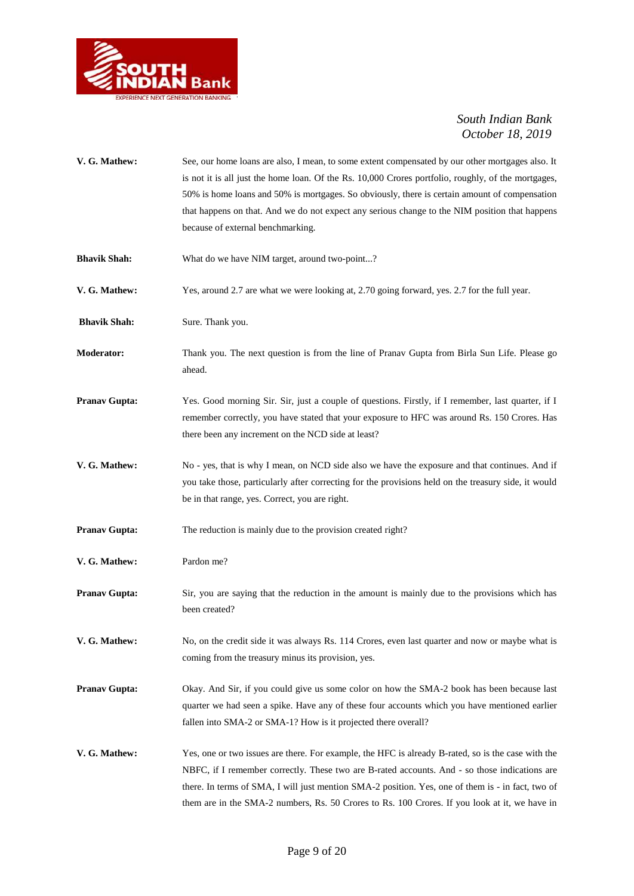**V. G. Mathew:** See, our home loans are also, I mean, to some extent compensated by our other mortgages also. It is not it is all just the home loan. Of the Rs. 10,000 Crores portfolio, roughly, of the mortgages, 50% is home loans and 50% is mortgages. So obviously, there is certain amount of compensation that happens on that. And we do not expect any serious change to the NIM position that happens because of external benchmarking.

**Bhavik Shah:** What do we have NIM target, around two-point...?

**V. G. Mathew:** Yes, around 2.7 are what we were looking at, 2.70 going forward, yes. 2.7 for the full year.

**Bhavik Shah:** Sure. Thank you.

**Moderator:** Thank you. The next question is from the line of Pranav Gupta from Birla Sun Life. Please go ahead.

**Pranav Gupta:** Yes. Good morning Sir. Sir, just a couple of questions. Firstly, if I remember, last quarter, if I remember correctly, you have stated that your exposure to HFC was around Rs. 150 Crores. Has there been any increment on the NCD side at least?

**V. G. Mathew:** No - yes, that is why I mean, on NCD side also we have the exposure and that continues. And if you take those, particularly after correcting for the provisions held on the treasury side, it would be in that range, yes. Correct, you are right.

**Pranav Gupta:** The reduction is mainly due to the provision created right?

**V. G. Mathew:** Pardon me?

**Pranav Gupta:** Sir, you are saying that the reduction in the amount is mainly due to the provisions which has been created?

**V. G. Mathew:** No, on the credit side it was always Rs. 114 Crores, even last quarter and now or maybe what is coming from the treasury minus its provision, yes.

**Pranav Gupta:** Okay. And Sir, if you could give us some color on how the SMA-2 book has been because last quarter we had seen a spike. Have any of these four accounts which you have mentioned earlier fallen into SMA-2 or SMA-1? How is it projected there overall?

**V. G. Mathew:** Yes, one or two issues are there. For example, the HFC is already B-rated, so is the case with the NBFC, if I remember correctly. These two are B-rated accounts. And - so those indications are there. In terms of SMA, I will just mention SMA-2 position. Yes, one of them is - in fact, two of them are in the SMA-2 numbers, Rs. 50 Crores to Rs. 100 Crores. If you look at it, we have in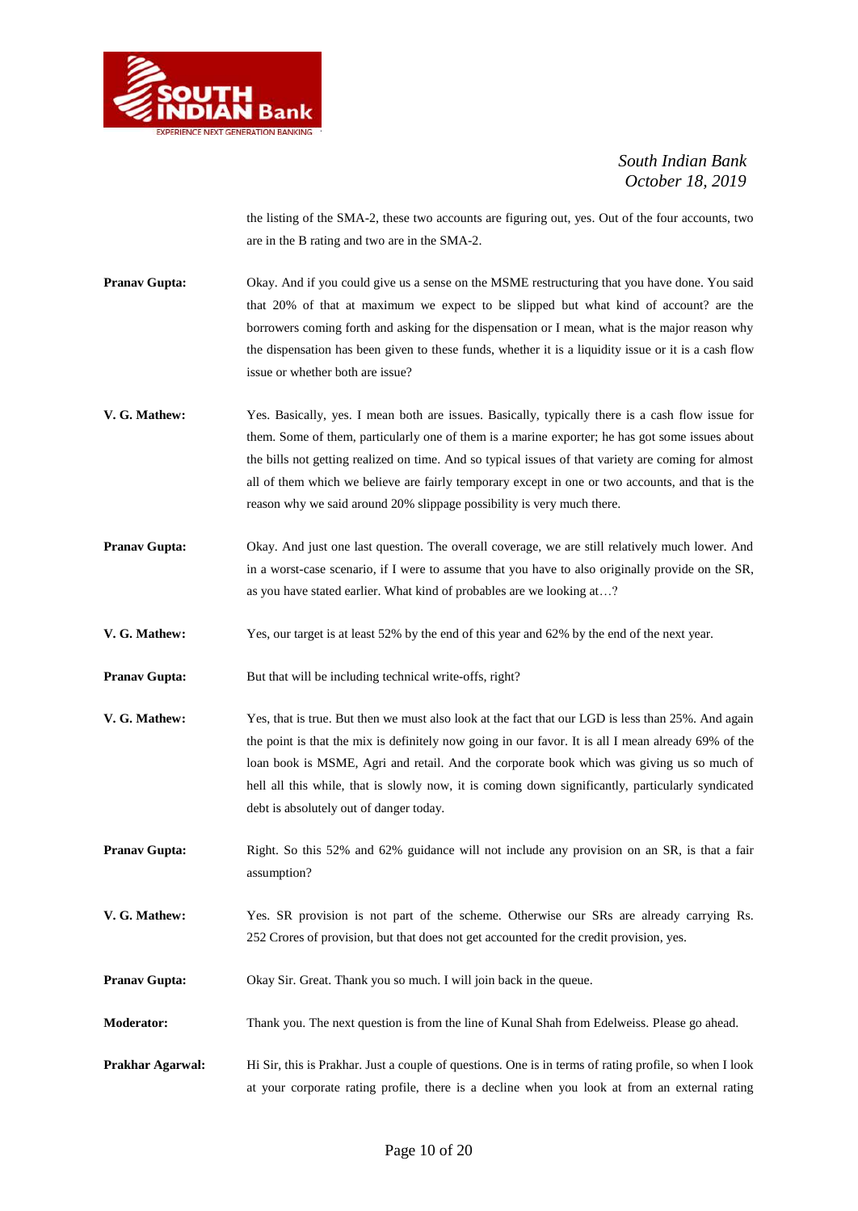the listing of the SMA-2, these two accounts are figuring out, yes. Out of the four accounts, two are in the B rating and two are in the SMA-2.

**Pranav Gupta:** Okay. And if you could give us a sense on the MSME restructuring that you have done. You said that 20% of that at maximum we expect to be slipped but what kind of account? are the borrowers coming forth and asking for the dispensation or I mean, what is the major reason why the dispensation has been given to these funds, whether it is a liquidity issue or it is a cash flow issue or whether both are issue?

**V. G. Mathew:** Yes. Basically, yes. I mean both are issues. Basically, typically there is a cash flow issue for them. Some of them, particularly one of them is a marine exporter; he has got some issues about the bills not getting realized on time. And so typical issues of that variety are coming for almost all of them which we believe are fairly temporary except in one or two accounts, and that is the reason why we said around 20% slippage possibility is very much there.

**Pranav Gupta:** Okay. And just one last question. The overall coverage, we are still relatively much lower. And in a worst-case scenario, if I were to assume that you have to also originally provide on the SR, as you have stated earlier. What kind of probables are we looking at…?

**V. G. Mathew:** Yes, our target is at least 52% by the end of this year and 62% by the end of the next year.

**Pranav Gupta:** But that will be including technical write-offs, right?

**V. G. Mathew:** Yes, that is true. But then we must also look at the fact that our LGD is less than 25%. And again the point is that the mix is definitely now going in our favor. It is all I mean already 69% of the loan book is MSME, Agri and retail. And the corporate book which was giving us so much of hell all this while, that is slowly now, it is coming down significantly, particularly syndicated debt is absolutely out of danger today.

**Pranav Gupta:** Right. So this 52% and 62% guidance will not include any provision on an SR, is that a fair assumption?

**V. G. Mathew:** Yes. SR provision is not part of the scheme. Otherwise our SRs are already carrying Rs. 252 Crores of provision, but that does not get accounted for the credit provision, yes.

**Pranav Gupta:** Okay Sir. Great. Thank you so much. I will join back in the queue.

**Moderator:** Thank you. The next question is from the line of Kunal Shah from Edelweiss. Please go ahead.

**Prakhar Agarwal:** Hi Sir, this is Prakhar. Just a couple of questions. One is in terms of rating profile, so when I look at your corporate rating profile, there is a decline when you look at from an external rating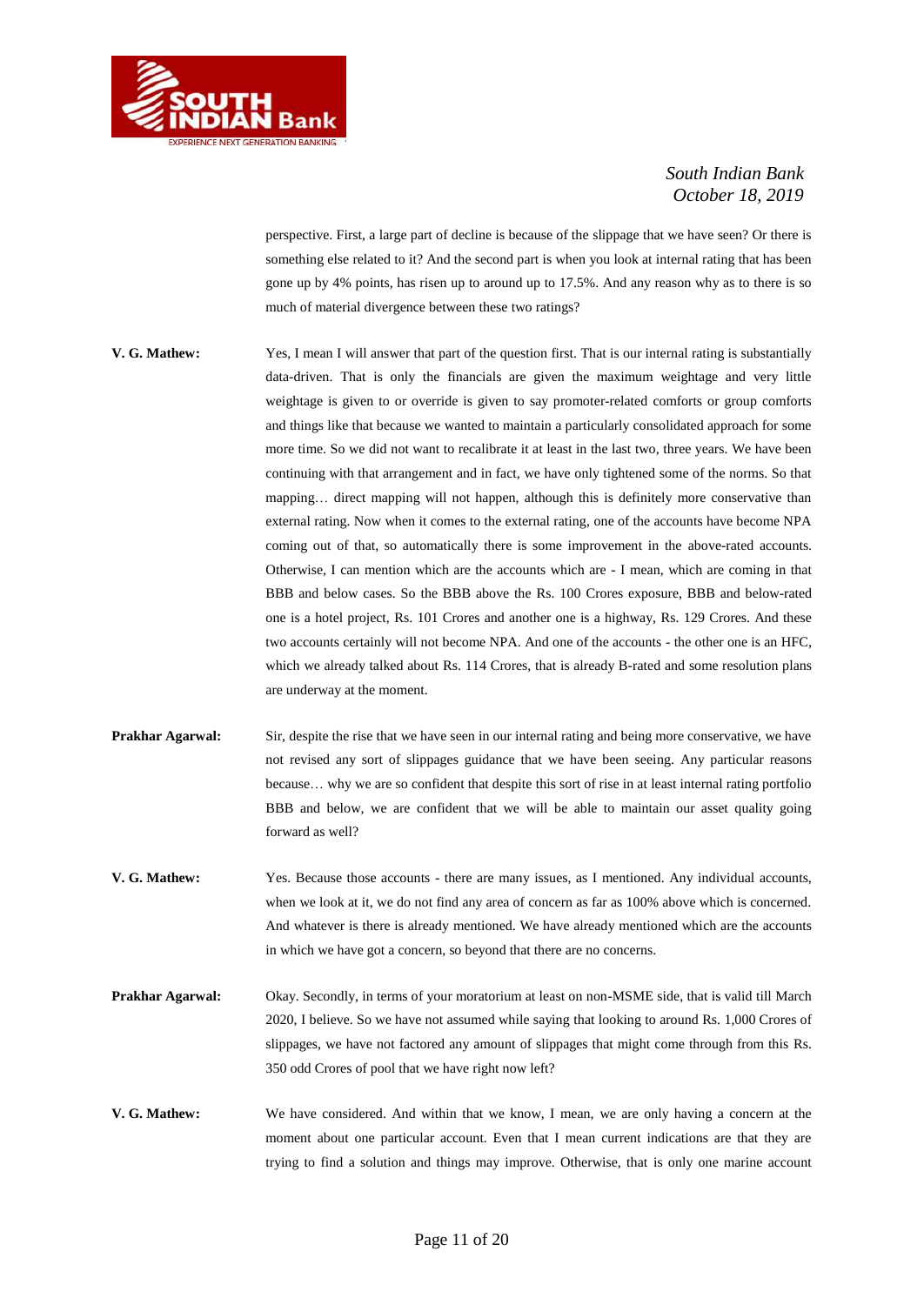perspective. First, a large part of decline is because of the slippage that we have seen? Or there is something else related to it? And the second part is when you look at internal rating that has been gone up by 4% points, has risen up to around up to 17.5%. And any reason why as to there is so much of material divergence between these two ratings?

**V. G. Mathew:** Yes, I mean I will answer that part of the question first. That is our internal rating is substantially data-driven. That is only the financials are given the maximum weightage and very little weightage is given to or override is given to say promoter-related comforts or group comforts and things like that because we wanted to maintain a particularly consolidated approach for some more time. So we did not want to recalibrate it at least in the last two, three years. We have been continuing with that arrangement and in fact, we have only tightened some of the norms. So that mapping… direct mapping will not happen, although this is definitely more conservative than external rating. Now when it comes to the external rating, one of the accounts have become NPA coming out of that, so automatically there is some improvement in the above-rated accounts. Otherwise, I can mention which are the accounts which are - I mean, which are coming in that BBB and below cases. So the BBB above the Rs. 100 Crores exposure, BBB and below-rated one is a hotel project, Rs. 101 Crores and another one is a highway, Rs. 129 Crores. And these two accounts certainly will not become NPA. And one of the accounts - the other one is an HFC, which we already talked about Rs. 114 Crores, that is already B-rated and some resolution plans are underway at the moment.

**Prakhar Agarwal:** Sir, despite the rise that we have seen in our internal rating and being more conservative, we have not revised any sort of slippages guidance that we have been seeing. Any particular reasons because… why we are so confident that despite this sort of rise in at least internal rating portfolio BBB and below, we are confident that we will be able to maintain our asset quality going forward as well?

**V. G. Mathew:** Yes. Because those accounts - there are many issues, as I mentioned. Any individual accounts, when we look at it, we do not find any area of concern as far as 100% above which is concerned. And whatever is there is already mentioned. We have already mentioned which are the accounts in which we have got a concern, so beyond that there are no concerns.

**Prakhar Agarwal:** Okay. Secondly, in terms of your moratorium at least on non-MSME side, that is valid till March 2020, I believe. So we have not assumed while saying that looking to around Rs. 1,000 Crores of slippages, we have not factored any amount of slippages that might come through from this Rs. 350 odd Crores of pool that we have right now left?

**V. G. Mathew:** We have considered. And within that we know, I mean, we are only having a concern at the moment about one particular account. Even that I mean current indications are that they are trying to find a solution and things may improve. Otherwise, that is only one marine account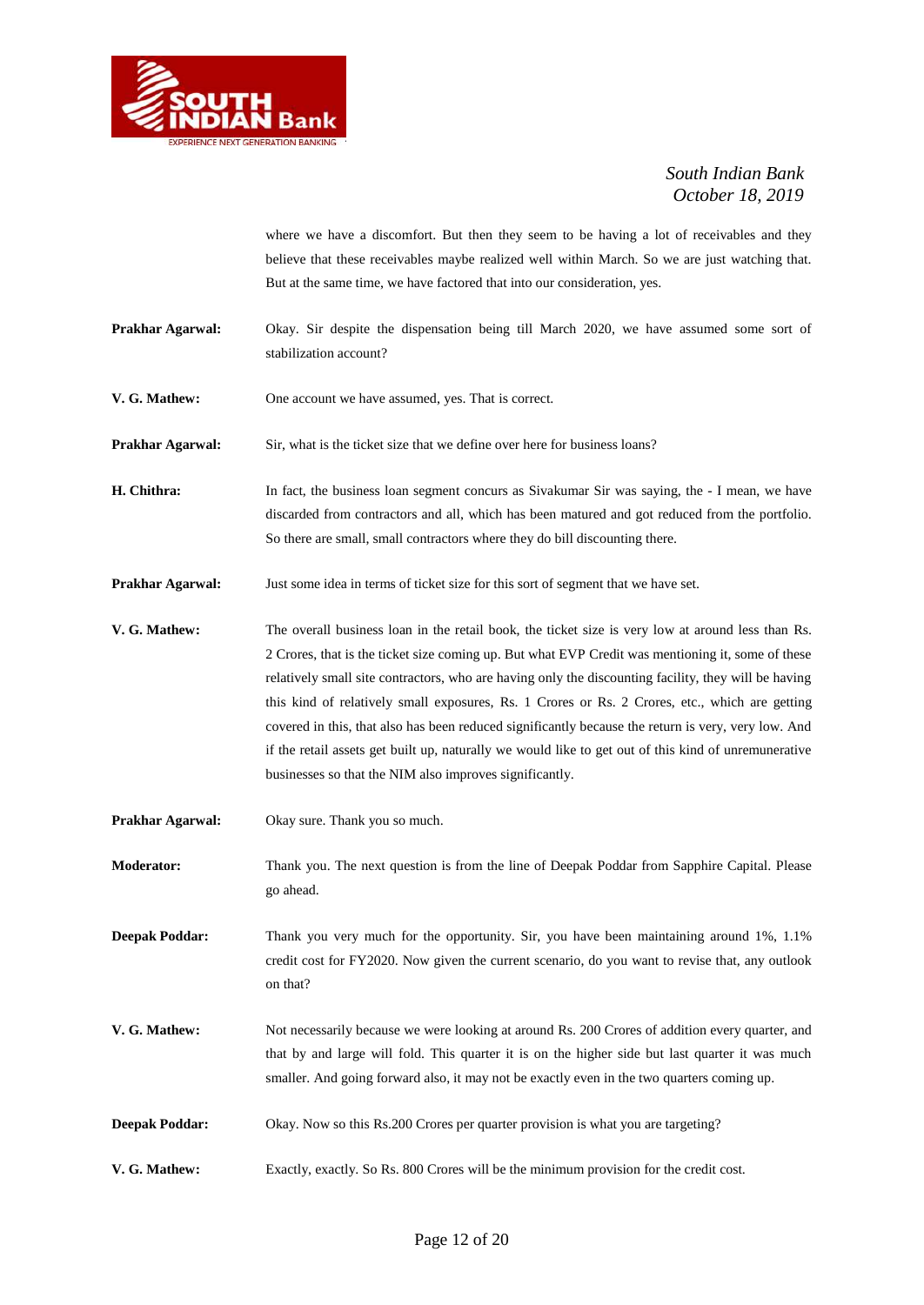where we have a discomfort. But then they seem to be having a lot of receivables and they believe that these receivables maybe realized well within March. So we are just watching that. But at the same time, we have factored that into our consideration, yes.

**Prakhar Agarwal:** Okay. Sir despite the dispensation being till March 2020, we have assumed some sort of stabilization account?

**V. G. Mathew:** One account we have assumed, yes. That is correct.

**Prakhar Agarwal:** Sir, what is the ticket size that we define over here for business loans?

**H. Chithra:** In fact, the business loan segment concurs as Sivakumar Sir was saying, the - I mean, we have discarded from contractors and all, which has been matured and got reduced from the portfolio. So there are small, small contractors where they do bill discounting there.

**Prakhar Agarwal:** Just some idea in terms of ticket size for this sort of segment that we have set.

**V. G. Mathew:** The overall business loan in the retail book, the ticket size is very low at around less than Rs. 2 Crores, that is the ticket size coming up. But what EVP Credit was mentioning it, some of these relatively small site contractors, who are having only the discounting facility, they will be having this kind of relatively small exposures, Rs. 1 Crores or Rs. 2 Crores, etc., which are getting covered in this, that also has been reduced significantly because the return is very, very low. And if the retail assets get built up, naturally we would like to get out of this kind of unremunerative businesses so that the NIM also improves significantly.

**Prakhar Agarwal:** Okay sure. Thank you so much.

**Moderator:** Thank you. The next question is from the line of Deepak Poddar from Sapphire Capital. Please go ahead.

**Deepak Poddar:** Thank you very much for the opportunity. Sir, you have been maintaining around 1%, 1.1% credit cost for FY2020. Now given the current scenario, do you want to revise that, any outlook on that?

**V. G. Mathew:** Not necessarily because we were looking at around Rs. 200 Crores of addition every quarter, and that by and large will fold. This quarter it is on the higher side but last quarter it was much smaller. And going forward also, it may not be exactly even in the two quarters coming up.

**Deepak Poddar:** Okay. Now so this Rs.200 Crores per quarter provision is what you are targeting?

**V. G. Mathew:** Exactly, exactly. So Rs. 800 Crores will be the minimum provision for the credit cost.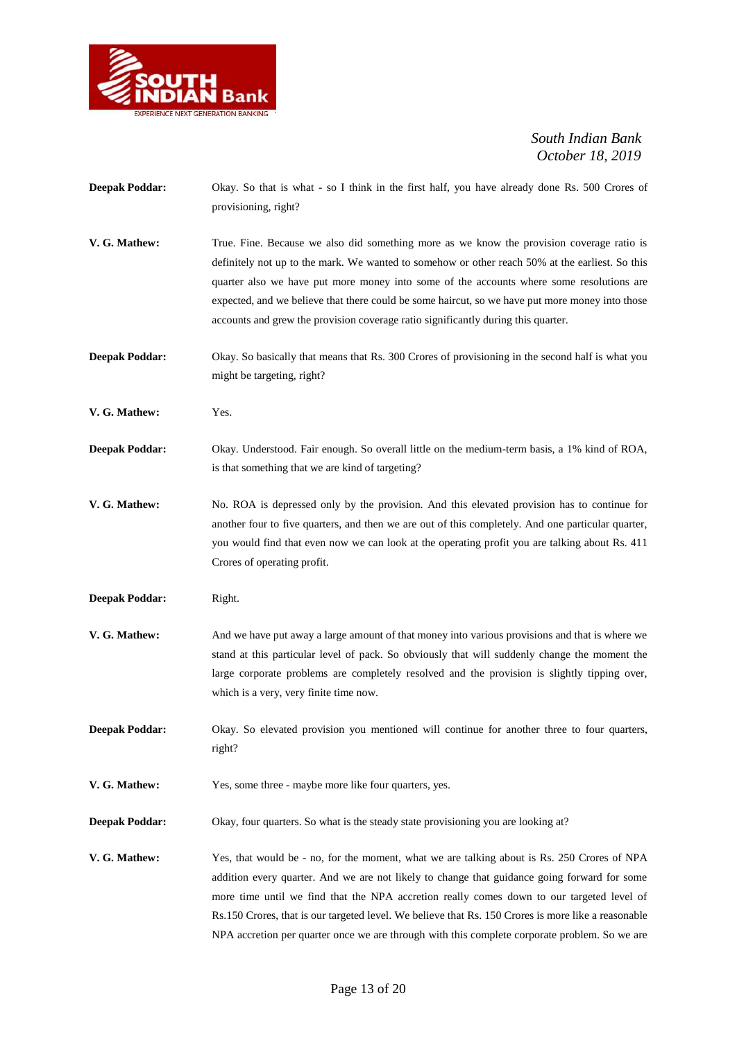**Deepak Poddar:** Okay. So that is what - so I think in the first half, you have already done Rs. 500 Crores of provisioning, right?

**V. G. Mathew:** True. Fine. Because we also did something more as we know the provision coverage ratio is definitely not up to the mark. We wanted to somehow or other reach 50% at the earliest. So this quarter also we have put more money into some of the accounts where some resolutions are expected, and we believe that there could be some haircut, so we have put more money into those accounts and grew the provision coverage ratio significantly during this quarter.

**Deepak Poddar:** Okay. So basically that means that Rs. 300 Crores of provisioning in the second half is what you might be targeting, right?

**V. G. Mathew:** Yes.

**Deepak Poddar:** Okay. Understood. Fair enough. So overall little on the medium-term basis, a 1% kind of ROA, is that something that we are kind of targeting?

**V. G. Mathew:** No. ROA is depressed only by the provision. And this elevated provision has to continue for another four to five quarters, and then we are out of this completely. And one particular quarter, you would find that even now we can look at the operating profit you are talking about Rs. 411 Crores of operating profit.

**Deepak Poddar:** Right.

**V. G. Mathew:** And we have put away a large amount of that money into various provisions and that is where we stand at this particular level of pack. So obviously that will suddenly change the moment the large corporate problems are completely resolved and the provision is slightly tipping over, which is a very, very finite time now.

**Deepak Poddar:** Okay. So elevated provision you mentioned will continue for another three to four quarters, right?

**V. G. Mathew:** Yes, some three - maybe more like four quarters, yes.

**Deepak Poddar:** Okay, four quarters. So what is the steady state provisioning you are looking at?

**V. G. Mathew:** Yes, that would be - no, for the moment, what we are talking about is Rs. 250 Crores of NPA addition every quarter. And we are not likely to change that guidance going forward for some more time until we find that the NPA accretion really comes down to our targeted level of Rs.150 Crores, that is our targeted level. We believe that Rs. 150 Crores is more like a reasonable NPA accretion per quarter once we are through with this complete corporate problem. So we are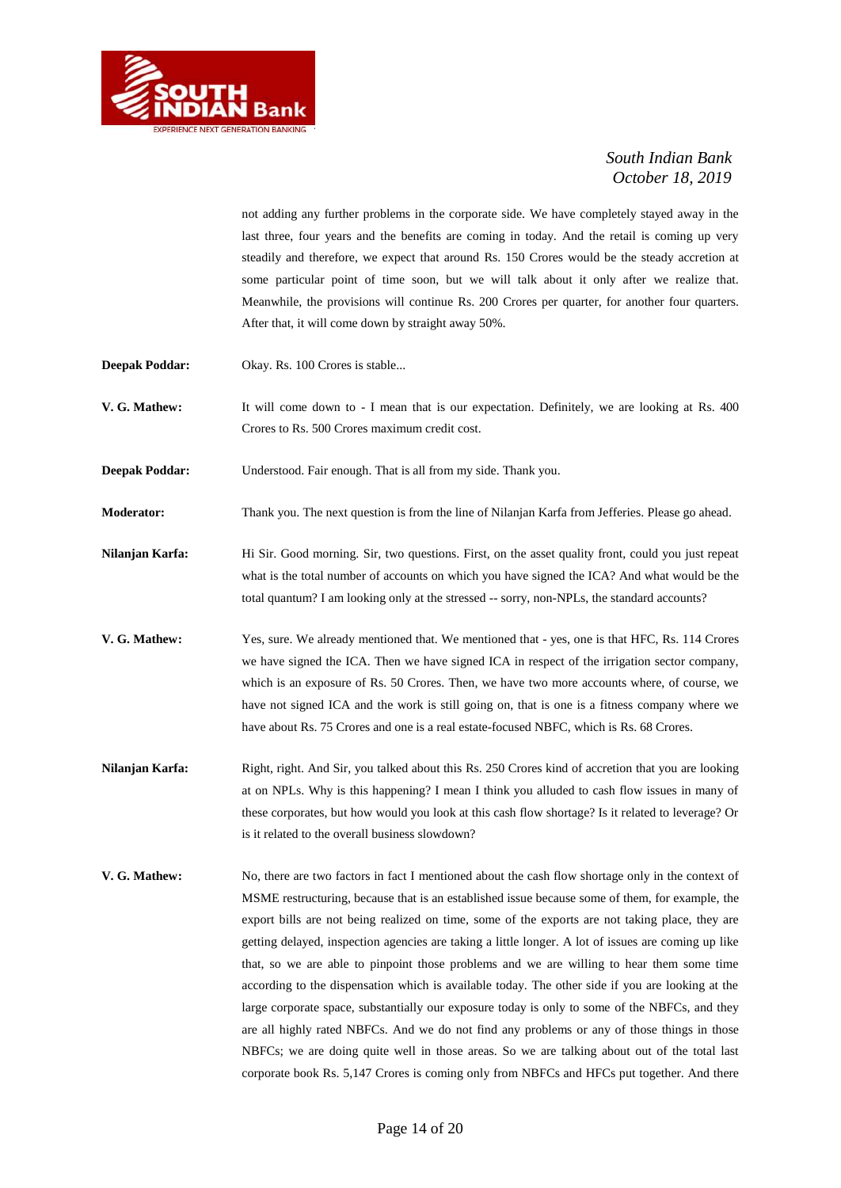not adding any further problems in the corporate side. We have completely stayed away in the last three, four years and the benefits are coming in today. And the retail is coming up very steadily and therefore, we expect that around Rs. 150 Crores would be the steady accretion at some particular point of time soon, but we will talk about it only after we realize that. Meanwhile, the provisions will continue Rs. 200 Crores per quarter, for another four quarters. After that, it will come down by straight away 50%.

**Deepak Poddar:** Okay. Rs. 100 Crores is stable...

**V. G. Mathew:** It will come down to - I mean that is our expectation. Definitely, we are looking at Rs. 400 Crores to Rs. 500 Crores maximum credit cost.

**Deepak Poddar:** Understood. Fair enough. That is all from my side. Thank you.

**Moderator:** Thank you. The next question is from the line of Nilanjan Karfa from Jefferies. Please go ahead.

**Nilanjan Karfa:** Hi Sir. Good morning. Sir, two questions. First, on the asset quality front, could you just repeat what is the total number of accounts on which you have signed the ICA? And what would be the total quantum? I am looking only at the stressed -- sorry, non-NPLs, the standard accounts?

**V. G. Mathew:** Yes, sure. We already mentioned that. We mentioned that - yes, one is that HFC, Rs. 114 Crores we have signed the ICA. Then we have signed ICA in respect of the irrigation sector company, which is an exposure of Rs. 50 Crores. Then, we have two more accounts where, of course, we have not signed ICA and the work is still going on, that is one is a fitness company where we have about Rs. 75 Crores and one is a real estate-focused NBFC, which is Rs. 68 Crores.

**Nilanjan Karfa:** Right, right. And Sir, you talked about this Rs. 250 Crores kind of accretion that you are looking at on NPLs. Why is this happening? I mean I think you alluded to cash flow issues in many of these corporates, but how would you look at this cash flow shortage? Is it related to leverage? Or is it related to the overall business slowdown?

**V. G. Mathew:** No, there are two factors in fact I mentioned about the cash flow shortage only in the context of MSME restructuring, because that is an established issue because some of them, for example, the export bills are not being realized on time, some of the exports are not taking place, they are getting delayed, inspection agencies are taking a little longer. A lot of issues are coming up like that, so we are able to pinpoint those problems and we are willing to hear them some time according to the dispensation which is available today. The other side if you are looking at the large corporate space, substantially our exposure today is only to some of the NBFCs, and they are all highly rated NBFCs. And we do not find any problems or any of those things in those NBFCs; we are doing quite well in those areas. So we are talking about out of the total last corporate book Rs. 5,147 Crores is coming only from NBFCs and HFCs put together. And there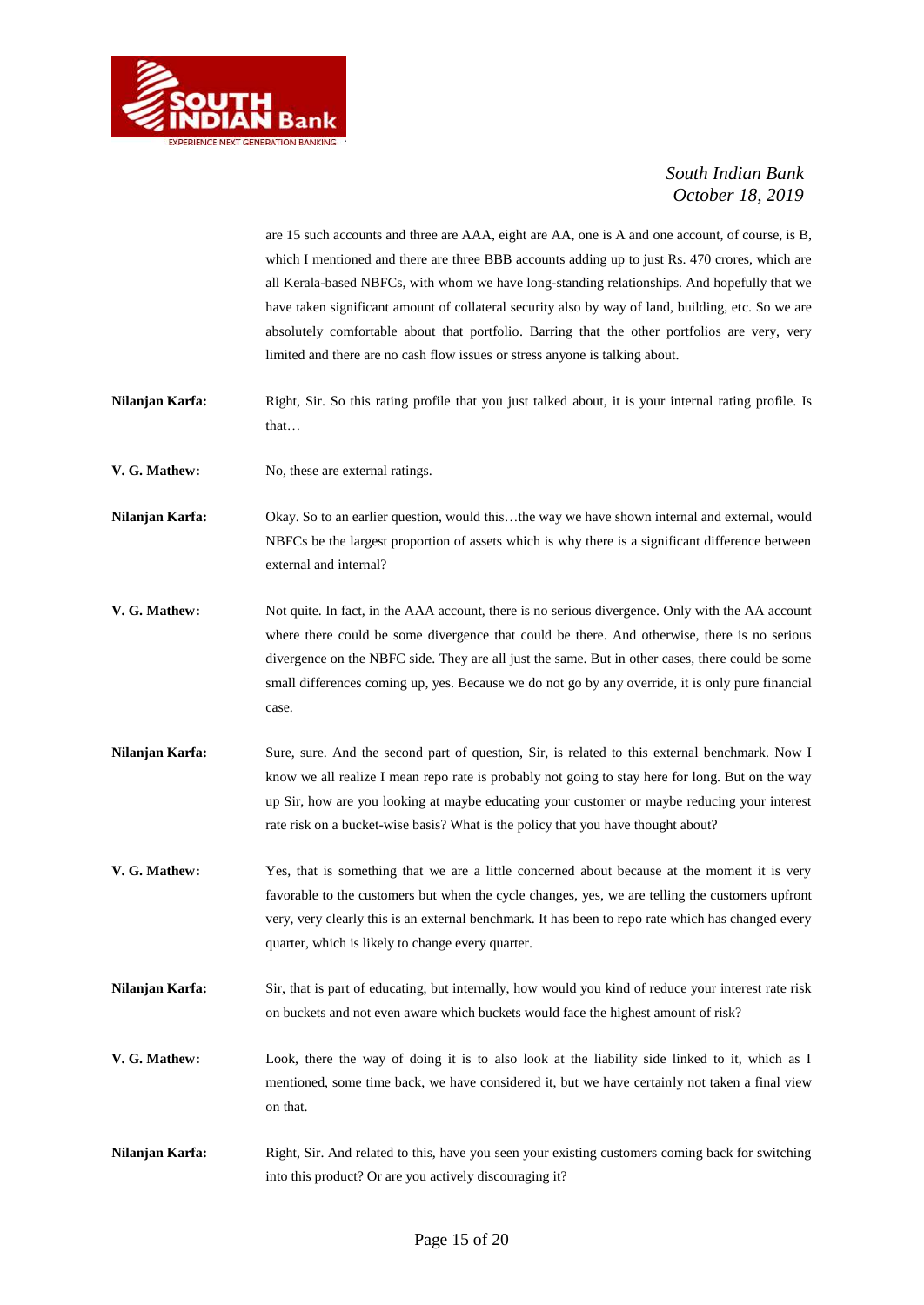are 15 such accounts and three are AAA, eight are AA, one is A and one account, of course, is B, which I mentioned and there are three BBB accounts adding up to just Rs. 470 crores, which are all Kerala-based NBFCs, with whom we have long-standing relationships. And hopefully that we have taken significant amount of collateral security also by way of land, building, etc. So we are absolutely comfortable about that portfolio. Barring that the other portfolios are very, very limited and there are no cash flow issues or stress anyone is talking about.

**Nilanjan Karfa:** Right, Sir. So this rating profile that you just talked about, it is your internal rating profile. Is that…

**V. G. Mathew:** No, these are external ratings.

**Nilanjan Karfa:** Okay. So to an earlier question, would this…the way we have shown internal and external, would NBFCs be the largest proportion of assets which is why there is a significant difference between external and internal?

**V. G. Mathew:** Not quite. In fact, in the AAA account, there is no serious divergence. Only with the AA account where there could be some divergence that could be there. And otherwise, there is no serious divergence on the NBFC side. They are all just the same. But in other cases, there could be some small differences coming up, yes. Because we do not go by any override, it is only pure financial case.

**Nilanjan Karfa:** Sure, sure. And the second part of question, Sir, is related to this external benchmark. Now I know we all realize I mean repo rate is probably not going to stay here for long. But on the way up Sir, how are you looking at maybe educating your customer or maybe reducing your interest rate risk on a bucket-wise basis? What is the policy that you have thought about?

**V. G. Mathew:** Yes, that is something that we are a little concerned about because at the moment it is very favorable to the customers but when the cycle changes, yes, we are telling the customers upfront very, very clearly this is an external benchmark. It has been to repo rate which has changed every quarter, which is likely to change every quarter.

**Nilanjan Karfa:** Sir, that is part of educating, but internally, how would you kind of reduce your interest rate risk on buckets and not even aware which buckets would face the highest amount of risk?

**V. G. Mathew:** Look, there the way of doing it is to also look at the liability side linked to it, which as I mentioned, some time back, we have considered it, but we have certainly not taken a final view on that.

**Nilanjan Karfa:** Right, Sir. And related to this, have you seen your existing customers coming back for switching into this product? Or are you actively discouraging it?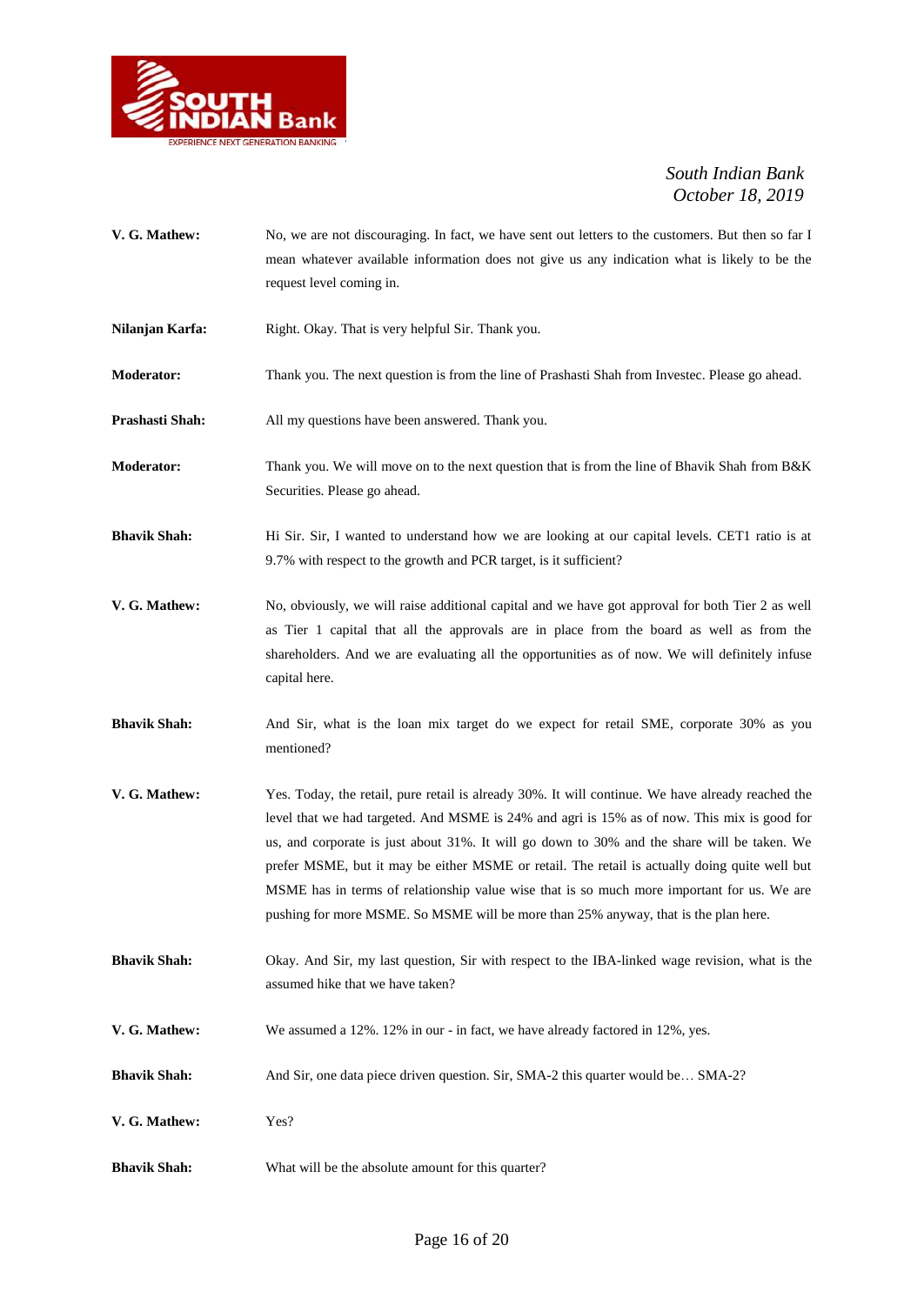**V. G. Mathew:** No, we are not discouraging. In fact, we have sent out letters to the customers. But then so far I mean whatever available information does not give us any indication what is likely to be the request level coming in.

**Nilanjan Karfa:** Right. Okay. That is very helpful Sir. Thank you.

**Moderator:** Thank you. The next question is from the line of Prashasti Shah from Investec. Please go ahead.

**Prashasti Shah:** All my questions have been answered. Thank you.

**Moderator:** Thank you. We will move on to the next question that is from the line of Bhavik Shah from B&K Securities. Please go ahead.

**Bhavik Shah:** Hi Sir. Sir, I wanted to understand how we are looking at our capital levels. CET1 ratio is at 9.7% with respect to the growth and PCR target, is it sufficient?

**V. G. Mathew:** No, obviously, we will raise additional capital and we have got approval for both Tier 2 as well as Tier 1 capital that all the approvals are in place from the board as well as from the shareholders. And we are evaluating all the opportunities as of now. We will definitely infuse capital here.

**Bhavik Shah:** And Sir, what is the loan mix target do we expect for retail SME, corporate 30% as you mentioned?

**V. G. Mathew:** Yes. Today, the retail, pure retail is already 30%. It will continue. We have already reached the level that we had targeted. And MSME is 24% and agri is 15% as of now. This mix is good for us, and corporate is just about 31%. It will go down to 30% and the share will be taken. We prefer MSME, but it may be either MSME or retail. The retail is actually doing quite well but MSME has in terms of relationship value wise that is so much more important for us. We are pushing for more MSME. So MSME will be more than 25% anyway, that is the plan here.

**Bhavik Shah:** Okay. And Sir, my last question, Sir with respect to the IBA-linked wage revision, what is the assumed hike that we have taken?

**V. G. Mathew:** We assumed a 12%. 12% in our - in fact, we have already factored in 12%, yes.

**Bhavik Shah:** And Sir, one data piece driven question. Sir, SMA-2 this quarter would be… SMA-2?

**V. G. Mathew:** Yes?

**Bhavik Shah:** What will be the absolute amount for this quarter?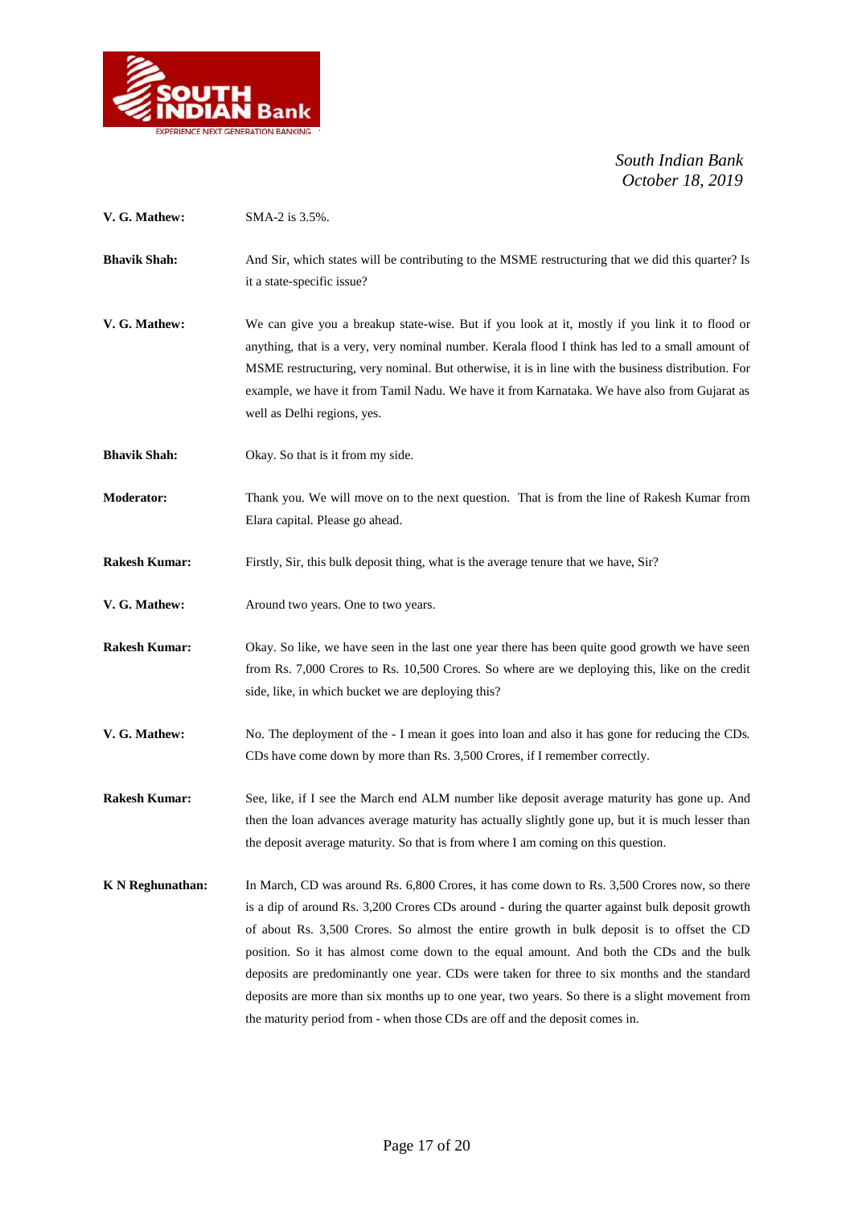**V. G. Mathew:** SMA-2 is 3.5%.

**Bhavik Shah:** And Sir, which states will be contributing to the MSME restructuring that we did this quarter? Is it a state-specific issue?

**V. G. Mathew:** We can give you a breakup state-wise. But if you look at it, mostly if you link it to flood or anything, that is a very, very nominal number. Kerala flood I think has led to a small amount of MSME restructuring, very nominal. But otherwise, it is in line with the business distribution. For example, we have it from Tamil Nadu. We have it from Karnataka. We have also from Gujarat as well as Delhi regions, yes.

**Bhavik Shah:** Okay. So that is it from my side.

**Moderator:** Thank you. We will move on to the next question. That is from the line of Rakesh Kumar from Elara capital. Please go ahead.

**Rakesh Kumar:** Firstly, Sir, this bulk deposit thing, what is the average tenure that we have, Sir?

**V. G. Mathew:** Around two years. One to two years.

**Rakesh Kumar:** Okay. So like, we have seen in the last one year there has been quite good growth we have seen from Rs. 7,000 Crores to Rs. 10,500 Crores. So where are we deploying this, like on the credit side, like, in which bucket we are deploying this?

**V. G. Mathew:** No. The deployment of the - I mean it goes into loan and also it has gone for reducing the CDs. CDs have come down by more than Rs. 3,500 Crores, if I remember correctly.

**Rakesh Kumar:** See, like, if I see the March end ALM number like deposit average maturity has gone up. And then the loan advances average maturity has actually slightly gone up, but it is much lesser than the deposit average maturity. So that is from where I am coming on this question.

**K N Reghunathan:** In March, CD was around Rs. 6,800 Crores, it has come down to Rs. 3,500 Crores now, so there is a dip of around Rs. 3,200 Crores CDs around - during the quarter against bulk deposit growth of about Rs. 3,500 Crores. So almost the entire growth in bulk deposit is to offset the CD position. So it has almost come down to the equal amount. And both the CDs and the bulk deposits are predominantly one year. CDs were taken for three to six months and the standard deposits are more than six months up to one year, two years. So there is a slight movement from the maturity period from - when those CDs are off and the deposit comes in.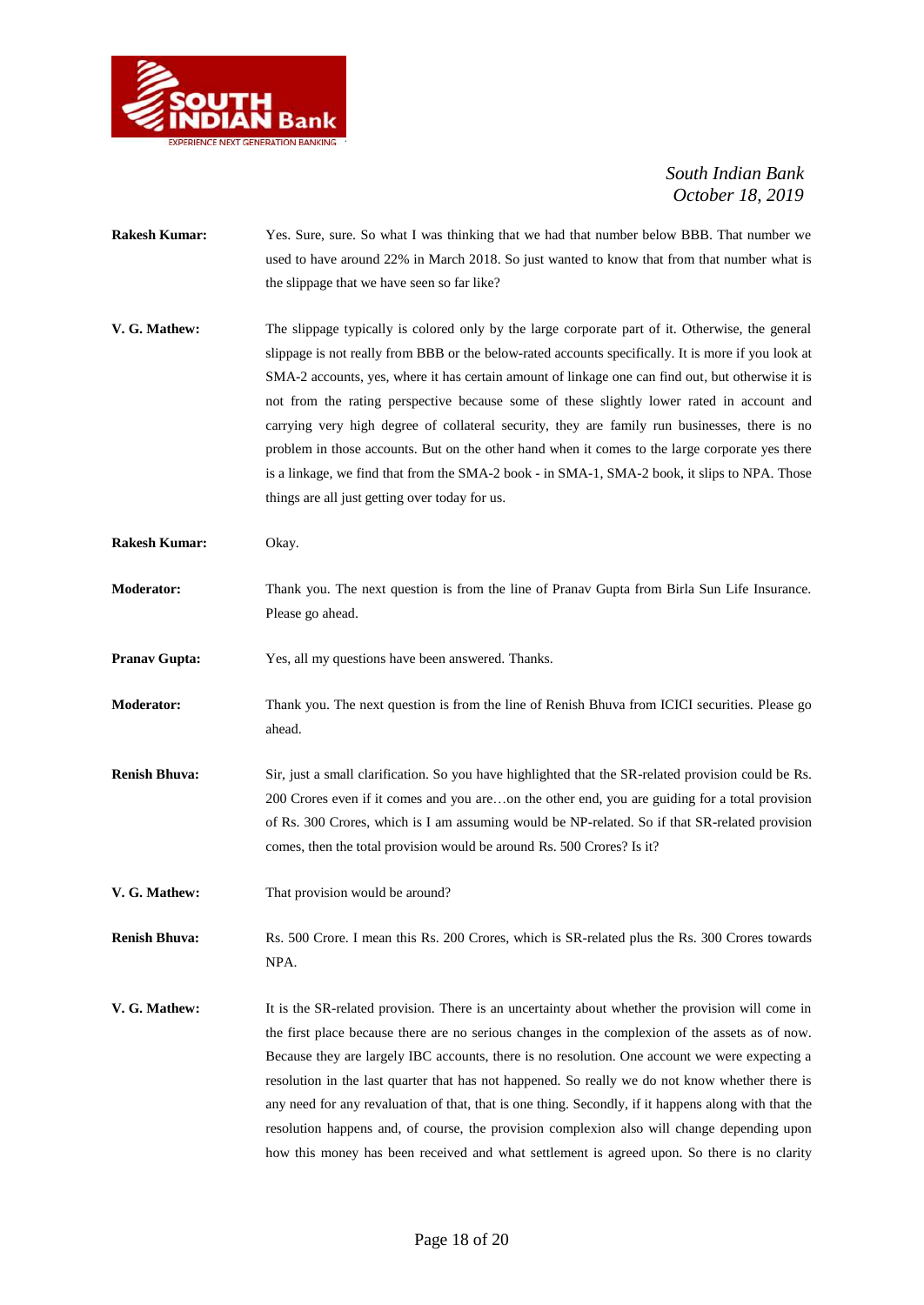**Rakesh Kumar:** Yes. Sure, sure. So what I was thinking that we had that number below BBB. That number we used to have around 22% in March 2018. So just wanted to know that from that number what is the slippage that we have seen so far like?

**V. G. Mathew:** The slippage typically is colored only by the large corporate part of it. Otherwise, the general slippage is not really from BBB or the below-rated accounts specifically. It is more if you look at SMA-2 accounts, yes, where it has certain amount of linkage one can find out, but otherwise it is not from the rating perspective because some of these slightly lower rated in account and carrying very high degree of collateral security, they are family run businesses, there is no problem in those accounts. But on the other hand when it comes to the large corporate yes there is a linkage, we find that from the SMA-2 book - in SMA-1, SMA-2 book, it slips to NPA. Those things are all just getting over today for us.

**Rakesh Kumar:** Okay.

**Moderator:** Thank you. The next question is from the line of Pranav Gupta from Birla Sun Life Insurance. Please go ahead.

**Pranav Gupta:** Yes, all my questions have been answered. Thanks.

**Moderator:** Thank you. The next question is from the line of Renish Bhuva from ICICI securities. Please go ahead.

**Renish Bhuva:** Sir, just a small clarification. So you have highlighted that the SR-related provision could be Rs. 200 Crores even if it comes and you are…on the other end, you are guiding for a total provision of Rs. 300 Crores, which is I am assuming would be NP-related. So if that SR-related provision comes, then the total provision would be around Rs. 500 Crores? Is it?

**V. G. Mathew:** That provision would be around?

**Renish Bhuva:** Rs. 500 Crore. I mean this Rs. 200 Crores, which is SR-related plus the Rs. 300 Crores towards NPA.

**V. G. Mathew:** It is the SR-related provision. There is an uncertainty about whether the provision will come in the first place because there are no serious changes in the complexion of the assets as of now. Because they are largely IBC accounts, there is no resolution. One account we were expecting a resolution in the last quarter that has not happened. So really we do not know whether there is any need for any revaluation of that, that is one thing. Secondly, if it happens along with that the resolution happens and, of course, the provision complexion also will change depending upon how this money has been received and what settlement is agreed upon. So there is no clarity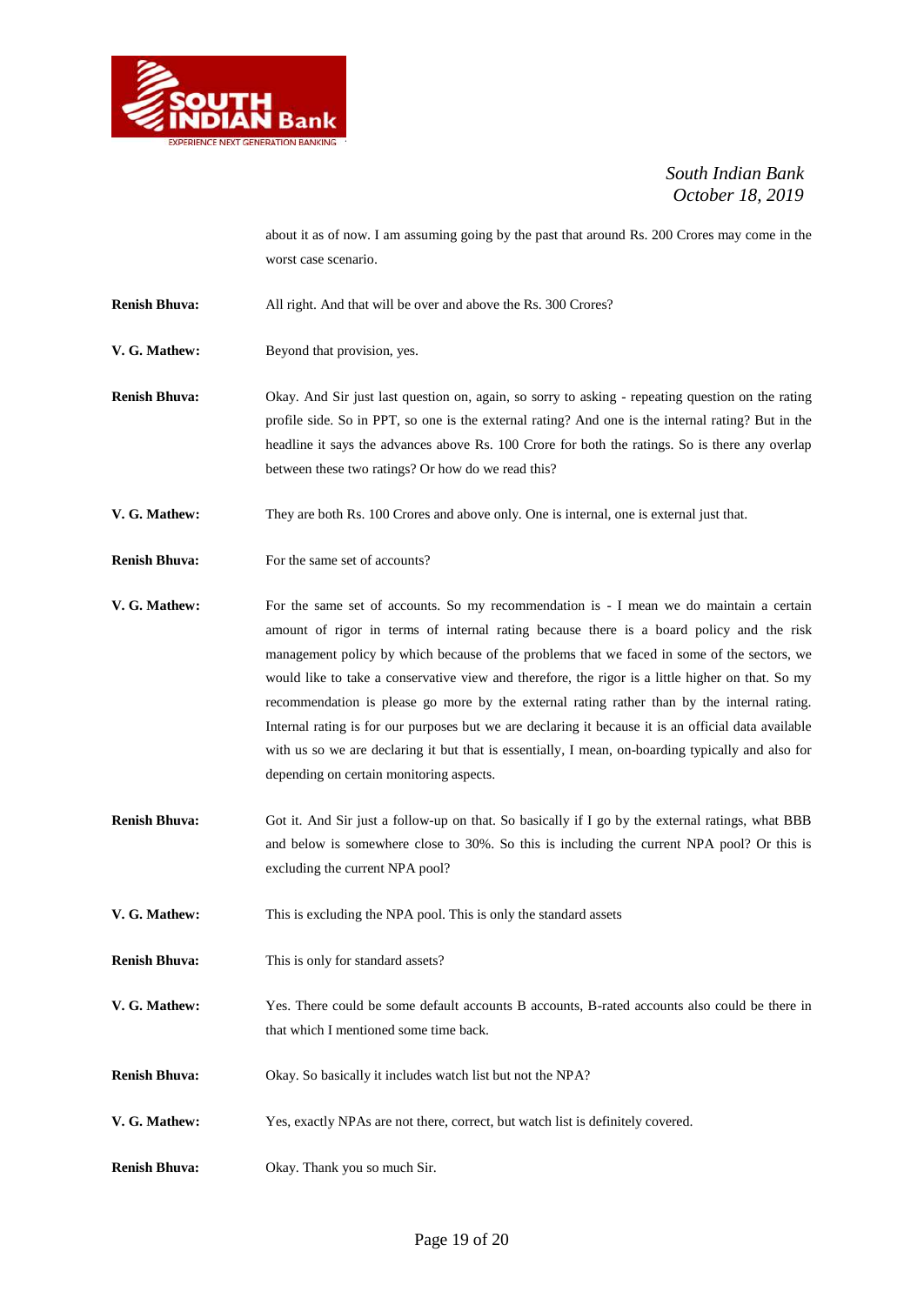about it as of now. I am assuming going by the past that around Rs. 200 Crores may come in the worst case scenario.

**Renish Bhuva:** All right. And that will be over and above the Rs. 300 Crores?

**V. G. Mathew:** Beyond that provision, yes.

**Renish Bhuva:** Okay. And Sir just last question on, again, so sorry to asking - repeating question on the rating profile side. So in PPT, so one is the external rating? And one is the internal rating? But in the headline it says the advances above Rs. 100 Crore for both the ratings. So is there any overlap between these two ratings? Or how do we read this?

**V. G. Mathew:** They are both Rs. 100 Crores and above only. One is internal, one is external just that.

**Renish Bhuva:** For the same set of accounts?

**V. G. Mathew:** For the same set of accounts. So my recommendation is - I mean we do maintain a certain amount of rigor in terms of internal rating because there is a board policy and the risk management policy by which because of the problems that we faced in some of the sectors, we would like to take a conservative view and therefore, the rigor is a little higher on that. So my recommendation is please go more by the external rating rather than by the internal rating. Internal rating is for our purposes but we are declaring it because it is an official data available with us so we are declaring it but that is essentially, I mean, on-boarding typically and also for depending on certain monitoring aspects.

**Renish Bhuva:** Got it. And Sir just a follow-up on that. So basically if I go by the external ratings, what BBB and below is somewhere close to 30%. So this is including the current NPA pool? Or this is excluding the current NPA pool?

**V. G. Mathew:** This is excluding the NPA pool. This is only the standard assets

**Renish Bhuva:** This is only for standard assets?

**V. G. Mathew:** Yes. There could be some default accounts B accounts, B-rated accounts also could be there in that which I mentioned some time back.

**Renish Bhuva:** Okay. So basically it includes watch list but not the NPA?

**V. G. Mathew:** Yes, exactly NPAs are not there, correct, but watch list is definitely covered.

**Renish Bhuva:** Okay. Thank you so much Sir.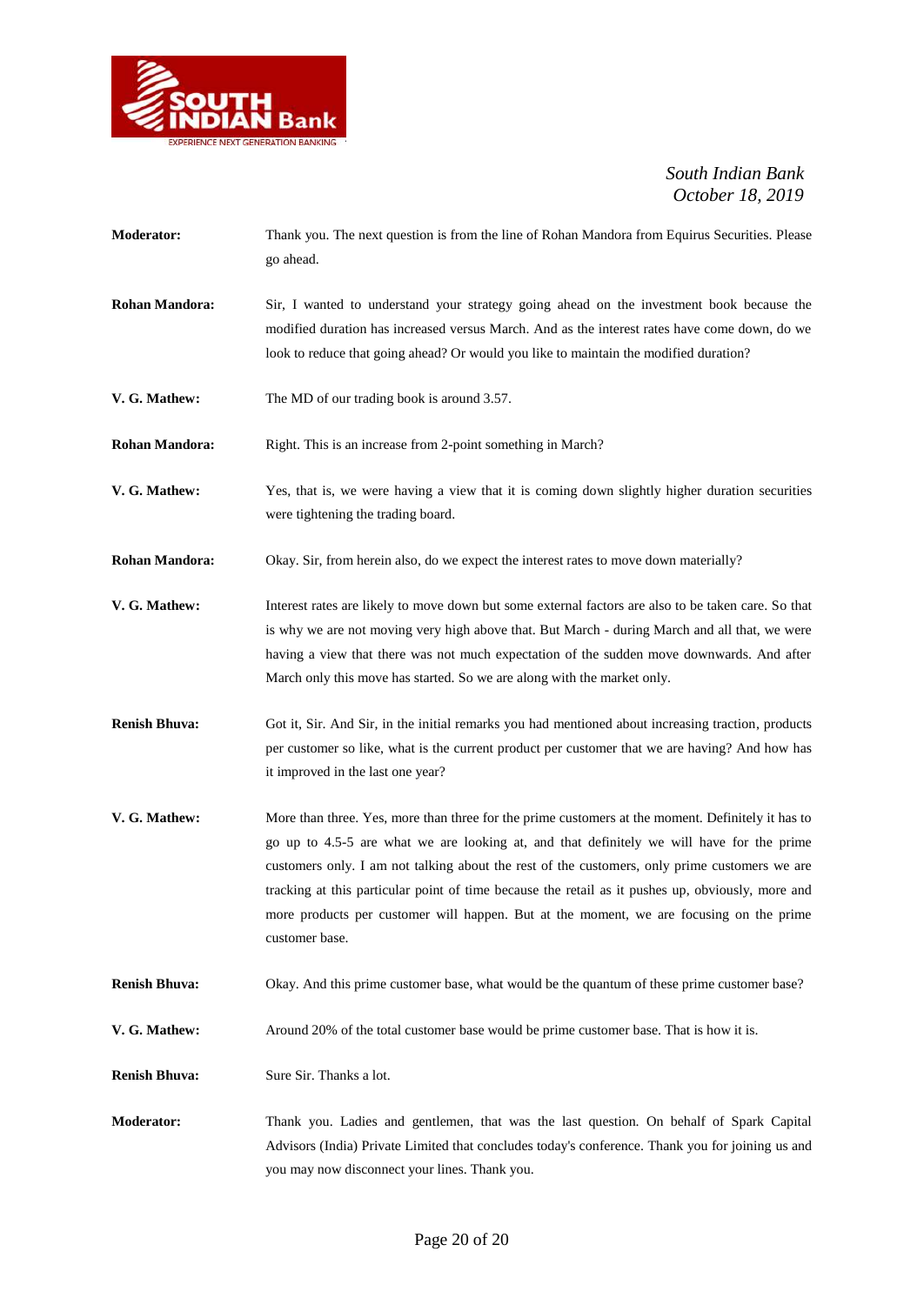**Moderator:** Thank you. The next question is from the line of Rohan Mandora from Equirus Securities. Please go ahead.

**Rohan Mandora:** Sir, I wanted to understand your strategy going ahead on the investment book because the modified duration has increased versus March. And as the interest rates have come down, do we look to reduce that going ahead? Or would you like to maintain the modified duration?

**V. G. Mathew:** The MD of our trading book is around 3.57.

**Rohan Mandora:** Right. This is an increase from 2-point something in March?

**V. G. Mathew:** Yes, that is, we were having a view that it is coming down slightly higher duration securities were tightening the trading board.

**Rohan Mandora:** Okay. Sir, from herein also, do we expect the interest rates to move down materially?

**V. G. Mathew:** Interest rates are likely to move down but some external factors are also to be taken care. So that is why we are not moving very high above that. But March - during March and all that, we were having a view that there was not much expectation of the sudden move downwards. And after March only this move has started. So we are along with the market only.

**Renish Bhuva:** Got it, Sir. And Sir, in the initial remarks you had mentioned about increasing traction, products per customer so like, what is the current product per customer that we are having? And how has it improved in the last one year?

**V. G. Mathew:** More than three. Yes, more than three for the prime customers at the moment. Definitely it has to go up to 4.5-5 are what we are looking at, and that definitely we will have for the prime customers only. I am not talking about the rest of the customers, only prime customers we are tracking at this particular point of time because the retail as it pushes up, obviously, more and more products per customer will happen. But at the moment, we are focusing on the prime customer base.

**Renish Bhuva:** Okay. And this prime customer base, what would be the quantum of these prime customer base?

**V. G. Mathew:** Around 20% of the total customer base would be prime customer base. That is how it is.

**Renish Bhuva:** Sure Sir. Thanks a lot.

**Moderator:** Thank you. Ladies and gentlemen, that was the last question. On behalf of Spark Capital Advisors (India) Private Limited that concludes today's conference. Thank you for joining us and you may now disconnect your lines. Thank you.